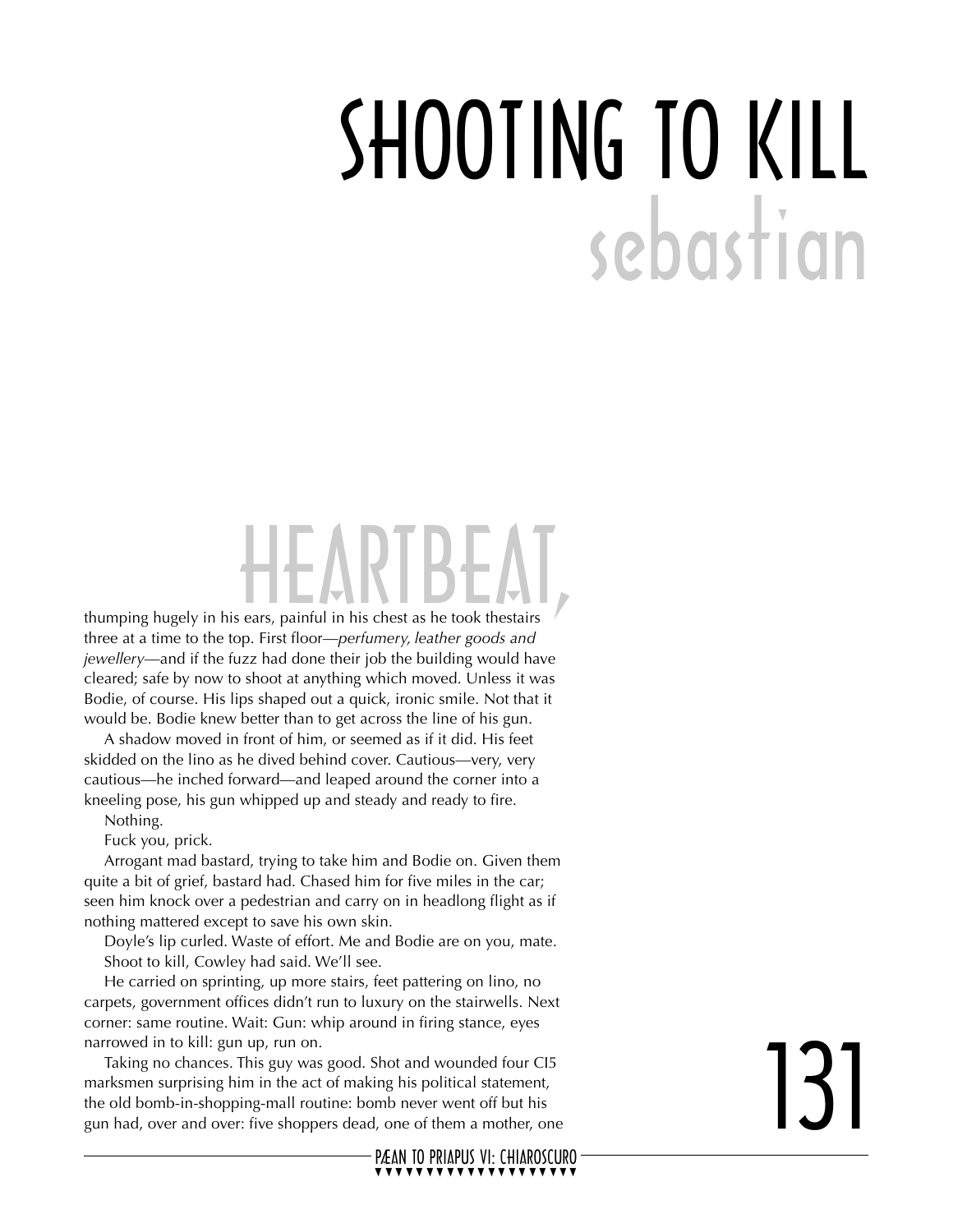# SHOOTING TO KILL

## sebastian

HEARTBEAT, thumping hugely in his ears, painful in his chest as he took thestairs three at a time to the top. First floor—*perfumery, leather goods and jewellery*—and if the fuzz had done their job the building would have cleared; safe by now to shoot at anything which moved. Unless it was Bodie, of course. His lips shaped out a quick, ironic smile. Not that it would be. Bodie knew better than to get across the line of his gun.

A shadow moved in front of him, or seemed as if it did. His feet skidded on the lino as he dived behind cover. Cautious—very, very cautious—he inched forward—and leaped around the corner into a kneeling pose, his gun whipped up and steady and ready to fire.

Nothing.

Fuck you, prick.

Arrogant mad bastard, trying to take him and Bodie on. Given them quite a bit of grief, bastard had. Chased him for five miles in the car; seen him knock over a pedestrian and carry on in headlong flight as if nothing mattered except to save his own skin.

Doyle's lip curled. Waste of effort. Me and Bodie are on you, mate. Shoot to kill, Cowley had said. We'll see.

He carried on sprinting, up more stairs, feet pattering on lino, no carpets, government offices didn't run to luxury on the stairwells. Next corner: same routine. Wait: Gun: whip around in firing stance, eyes narrowed in to kill: gun up, run on.

Taking no chances. This guy was good. Shot and wounded four CI5 marksmen surprising him in the act of making his political statement, the old bomb-in-shopping-mall routine: bomb never went off but his gun had, over and over: five shoppers dead, one of them a mother, one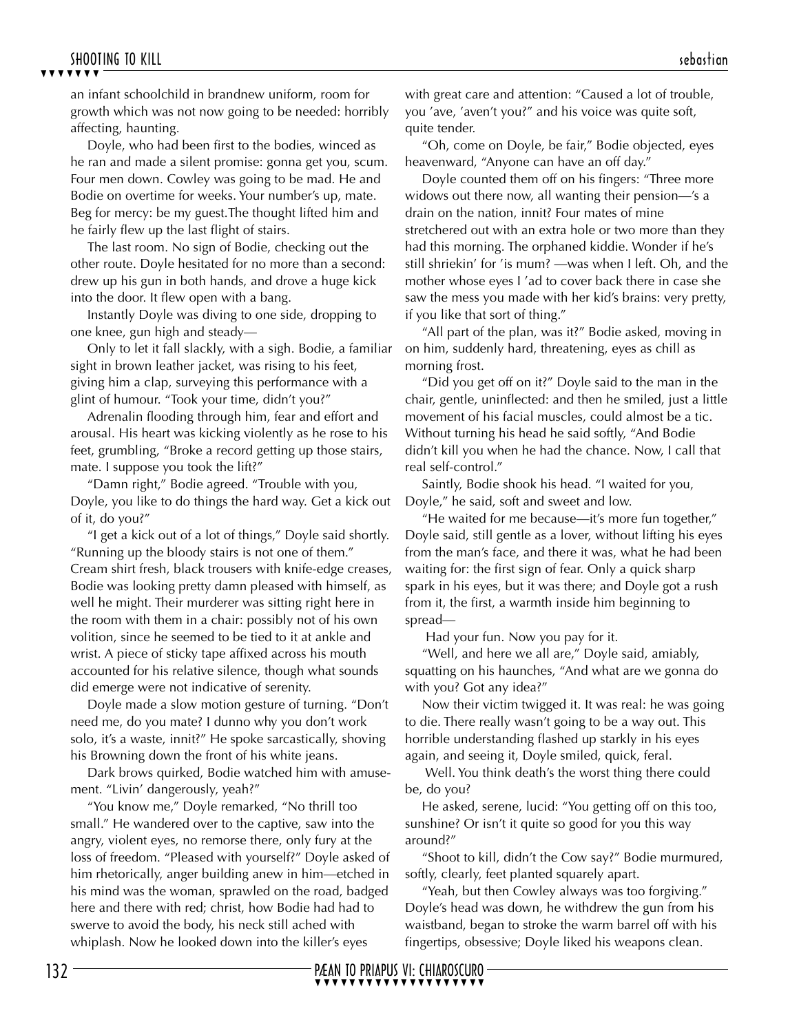an infant schoolchild in brandnew uniform, room for growth which was not now going to be needed: horribly affecting, haunting.

Doyle, who had been first to the bodies, winced as he ran and made a silent promise: gonna get you, scum. Four men down. Cowley was going to be mad. He and Bodie on overtime for weeks. Your number's up, mate. Beg for mercy: be my guest.The thought lifted him and he fairly flew up the last flight of stairs.

The last room. No sign of Bodie, checking out the other route. Doyle hesitated for no more than a second: drew up his gun in both hands, and drove a huge kick into the door. It flew open with a bang.

Instantly Doyle was diving to one side, dropping to one knee, gun high and steady—

Only to let it fall slackly, with a sigh. Bodie, a familiar sight in brown leather jacket, was rising to his feet, giving him a clap, surveying this performance with a glint of humour. "Took your time, didn't you?"

Adrenalin flooding through him, fear and effort and arousal. His heart was kicking violently as he rose to his feet, grumbling, "Broke a record getting up those stairs, mate. I suppose you took the lift?"

"Damn right," Bodie agreed. "Trouble with you, Doyle, you like to do things the hard way. Get a kick out of it, do you?"

"I get a kick out of a lot of things," Doyle said shortly. "Running up the bloody stairs is not one of them." Cream shirt fresh, black trousers with knife-edge creases, Bodie was looking pretty damn pleased with himself, as well he might. Their murderer was sitting right here in the room with them in a chair: possibly not of his own volition, since he seemed to be tied to it at ankle and wrist. A piece of sticky tape affixed across his mouth accounted for his relative silence, though what sounds did emerge were not indicative of serenity.

Doyle made a slow motion gesture of turning. "Don't need me, do you mate? I dunno why you don't work solo, it's a waste, innit?" He spoke sarcastically, shoving his Browning down the front of his white jeans.

Dark brows quirked, Bodie watched him with amusement. "Livin' dangerously, yeah?"

"You know me," Doyle remarked, "No thrill too small." He wandered over to the captive, saw into the angry, violent eyes, no remorse there, only fury at the loss of freedom. "Pleased with yourself?" Doyle asked of him rhetorically, anger building anew in him—etched in his mind was the woman, sprawled on the road, badged here and there with red; christ, how Bodie had had to swerve to avoid the body, his neck still ached with whiplash. Now he looked down into the killer's eyes with great care and attention: "Caused a lot of trouble, you 'ave, 'aven't you?" and his voice was quite soft, quite tender.

"Oh, come on Doyle, be fair," Bodie objected, eyes heavenward, "Anyone can have an off day."

Doyle counted them off on his fingers: "Three more widows out there now, all wanting their pension—'s a drain on the nation, innit? Four mates of mine stretchered out with an extra hole or two more than they had this morning. The orphaned kiddie. Wonder if he's still shriekin' for 'is mum? —was when I left. Oh, and the mother whose eyes I 'ad to cover back there in case she saw the mess you made with her kid's brains: very pretty, if you like that sort of thing."

"All part of the plan, was it?" Bodie asked, moving in on him, suddenly hard, threatening, eyes as chill as morning frost.

"Did you get off on it?" Doyle said to the man in the chair, gentle, uninflected: and then he smiled, just a little movement of his facial muscles, could almost be a tic. Without turning his head he said softly, "And Bodie didn't kill you when he had the chance. Now, I call that real self-control."

Saintly, Bodie shook his head. "I waited for you, Doyle," he said, soft and sweet and low.

"He waited for me because—it's more fun together," Doyle said, still gentle as a lover, without lifting his eyes from the man's face, and there it was, what he had been waiting for: the first sign of fear. Only a quick sharp spark in his eyes, but it was there; and Doyle got a rush from it, the first, a warmth inside him beginning to spread—

Had your fun. Now you pay for it.

"Well, and here we all are," Doyle said, amiably, squatting on his haunches, "And what are we gonna do with you? Got any idea?"

Now their victim twigged it. It was real: he was going to die. There really wasn't going to be a way out. This horrible understanding flashed up starkly in his eyes again, and seeing it, Doyle smiled, quick, feral.

Well. You think death's the worst thing there could be, do you?

He asked, serene, lucid: "You getting off on this too, sunshine? Or isn't it quite so good for you this way around?"

"Shoot to kill, didn't the Cow say?" Bodie murmured, softly, clearly, feet planted squarely apart.

"Yeah, but then Cowley always was too forgiving." Doyle's head was down, he withdrew the gun from his waistband, began to stroke the warm barrel off with his fingertips, obsessive; Doyle liked his weapons clean.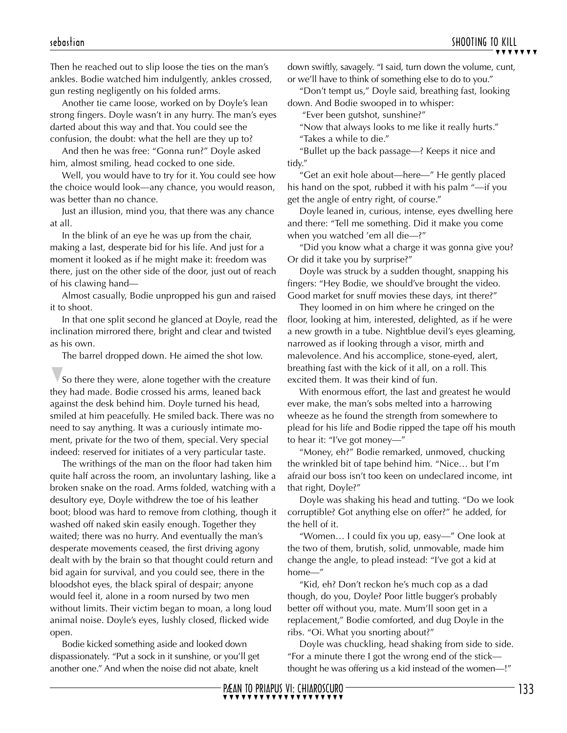Then he reached out to slip loose the ties on the man's ankles. Bodie watched him indulgently, ankles crossed, gun resting negligently on his folded arms.

Another tie came loose, worked on by Doyle's lean strong fingers. Doyle wasn't in any hurry. The man's eyes darted about this way and that. You could see the confusion, the doubt: what the hell are they up to?

And then he was free: "Gonna run?" Doyle asked him, almost smiling, head cocked to one side.

Well, you would have to try for it. You could see how the choice would look—any chance, you would reason, was better than no chance.

Just an illusion, mind you, that there was any chance at all.

In the blink of an eye he was up from the chair, making a last, desperate bid for his life. And just for a moment it looked as if he might make it: freedom was there, just on the other side of the door, just out of reach of his clawing hand—

Almost casually, Bodie unpropped his gun and raised it to shoot.

In that one split second he glanced at Doyle, read the inclination mirrored there, bright and clear and twisted as his own.

The barrel dropped down. He aimed the shot low.

So there they were, alone together with the creature they had made. Bodie crossed his arms, leaned back against the desk behind him. Doyle turned his head, smiled at him peacefully. He smiled back. There was no need to say anything. It was a curiously intimate moment, private for the two of them, special. Very special indeed: reserved for initiates of a very particular taste.

The writhings of the man on the floor had taken him quite half across the room, an involuntary lashing, like a broken snake on the road. Arms folded, watching with a desultory eye, Doyle withdrew the toe of his leather boot; blood was hard to remove from clothing, though it washed off naked skin easily enough. Together they waited; there was no hurry. And eventually the man's desperate movements ceased, the first driving agony dealt with by the brain so that thought could return and bid again for survival, and you could see, there in the bloodshot eyes, the black spiral of despair; anyone would feel it, alone in a room nursed by two men without limits. Their victim began to moan, a long loud animal noise. Doyle's eyes, lushly closed, flicked wide open.

Bodie kicked something aside and looked down dispassionately. "Put a sock in it sunshine, or you'll get another one." And when the noise did not abate, knelt down swiftly, savagely. "I said, turn down the volume, cunt, or we'll have to think of something else to do to you."

"Don't tempt us," Doyle said, breathing fast, looking down. And Bodie swooped in to whisper:

"Ever been gutshot, sunshine?"

"Now that always looks to me like it really hurts."

"Takes a while to die."

"Bullet up the back passage—? Keeps it nice and tidy."

"Get an exit hole about—here—" He gently placed his hand on the spot, rubbed it with his palm "—if you get the angle of entry right, of course."

Doyle leaned in, curious, intense, eyes dwelling here and there: "Tell me something. Did it make you come when you watched 'em all die—?"

"Did you know what a charge it was gonna give you? Or did it take you by surprise?"

Doyle was struck by a sudden thought, snapping his fingers: "Hey Bodie, we should've brought the video. Good market for snuff movies these days, int there?"

They loomed in on him where he cringed on the floor, looking at him, interested, delighted, as if he were a new growth in a tube. Nightblue devil's eyes gleaming, narrowed as if looking through a visor, mirth and malevolence. And his accomplice, stone-eyed, alert, breathing fast with the kick of it all, on a roll. This excited them. It was their kind of fun.

With enormous effort, the last and greatest he would ever make, the man's sobs melted into a harrowing wheeze as he found the strength from somewhere to plead for his life and Bodie ripped the tape off his mouth to hear it: "I've got money—"

"Money, eh?" Bodie remarked, unmoved, chucking the wrinkled bit of tape behind him. "Nice… but I'm afraid our boss isn't too keen on undeclared income, int that right, Doyle?"

Doyle was shaking his head and tutting. "Do we look corruptible? Got anything else on offer?" he added, for the hell of it.

"Women… I could fix you up, easy—" One look at the two of them, brutish, solid, unmovable, made him change the angle, to plead instead: "I've got a kid at home—"

"Kid, eh? Don't reckon he's much cop as a dad though, do you, Doyle? Poor little bugger's probably better off without you, mate. Mum'll soon get in a replacement," Bodie comforted, and dug Doyle in the ribs. "Oi. What you snorting about?"

Doyle was chuckling, head shaking from side to side. "For a minute there I got the wrong end of the stick—thought he was offering us a kid instead of the women—!"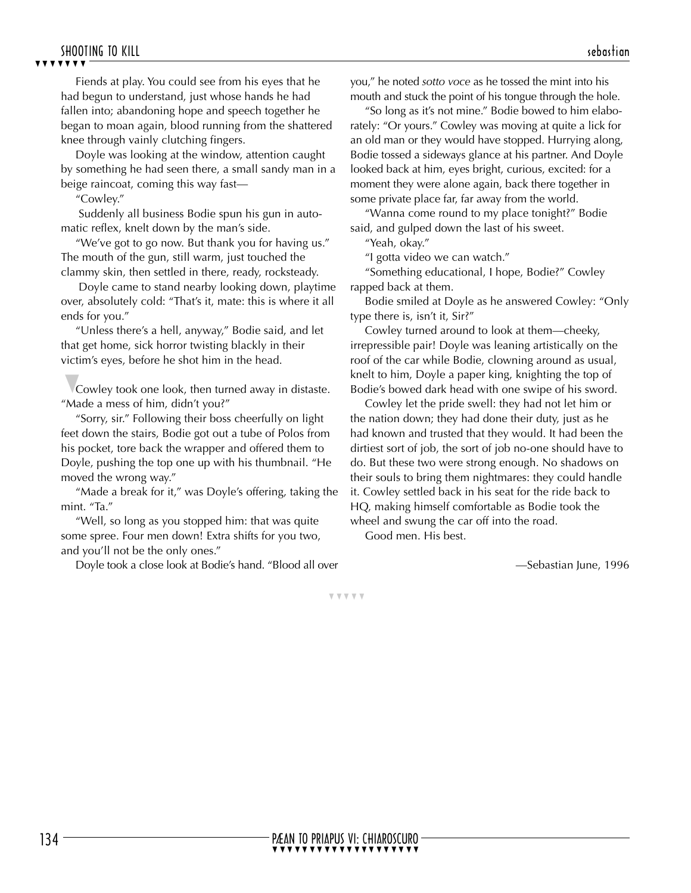Fiends at play. You could see from his eyes that he had begun to understand, just whose hands he had fallen into; abandoning hope and speech together he began to moan again, blood running from the shattered knee through vainly clutching fingers.

Doyle was looking at the window, attention caught by something he had seen there, a small sandy man in a beige raincoat, coming this way fast—

"Cowley."

Suddenly all business Bodie spun his gun in automatic reflex, knelt down by the man's side.

"We've got to go now. But thank you for having us." The mouth of the gun, still warm, just touched the clammy skin, then settled in there, ready, rocksteady.

Doyle came to stand nearby looking down, playtime over, absolutely cold: "That's it, mate: this is where it all ends for you."

"Unless there's a hell, anyway," Bodie said, and let that get home, sick horror twisting blackly in their victim's eyes, before he shot him in the head.

Cowley took one look, then turned away in distaste. "Made a mess of him, didn't you?"

"Sorry, sir." Following their boss cheerfully on light feet down the stairs, Bodie got out a tube of Polos from his pocket, tore back the wrapper and offered them to Doyle, pushing the top one up with his thumbnail. "He moved the wrong way."

"Made a break for it," was Doyle's offering, taking the mint. "Ta."

"Well, so long as you stopped him: that was quite some spree. Four men down! Extra shifts for you two, and you'll not be the only ones."

Doyle took a close look at Bodie's hand. "Blood all over you," he noted *sotto voce* as he tossed the mint into his mouth and stuck the point of his tongue through the hole.

"So long as it's not mine." Bodie bowed to him elaborately: "Or yours." Cowley was moving at quite a lick for an old man or they would have stopped. Hurrying along, Bodie tossed a sideways glance at his partner. And Doyle looked back at him, eyes bright, curious, excited: for a moment they were alone again, back there together in some private place far, far away from the world.

"Wanna come round to my place tonight?" Bodie said, and gulped down the last of his sweet.

"Yeah, okay."

"I gotta video we can watch."

"Something educational, I hope, Bodie?" Cowley rapped back at them.

Bodie smiled at Doyle as he answered Cowley: "Only type there is, isn't it, Sir?"

Cowley turned around to look at them—cheeky, irrepressible pair! Doyle was leaning artistically on the roof of the car while Bodie, clowning around as usual, knelt to him, Doyle a paper king, knighting the top of Bodie's bowed dark head with one swipe of his sword.

Cowley let the pride swell: they had not let him or the nation down; they had done their duty, just as he had known and trusted that they would. It had been the dirtiest sort of job, the sort of job no-one should have to do. But these two were strong enough. No shadows on their souls to bring them nightmares: they could handle it. Cowley settled back in his seat for the ride back to HQ, making himself comfortable as Bodie took the wheel and swung the car off into the road.

Good men. His best.

—Sebastian June, 1996